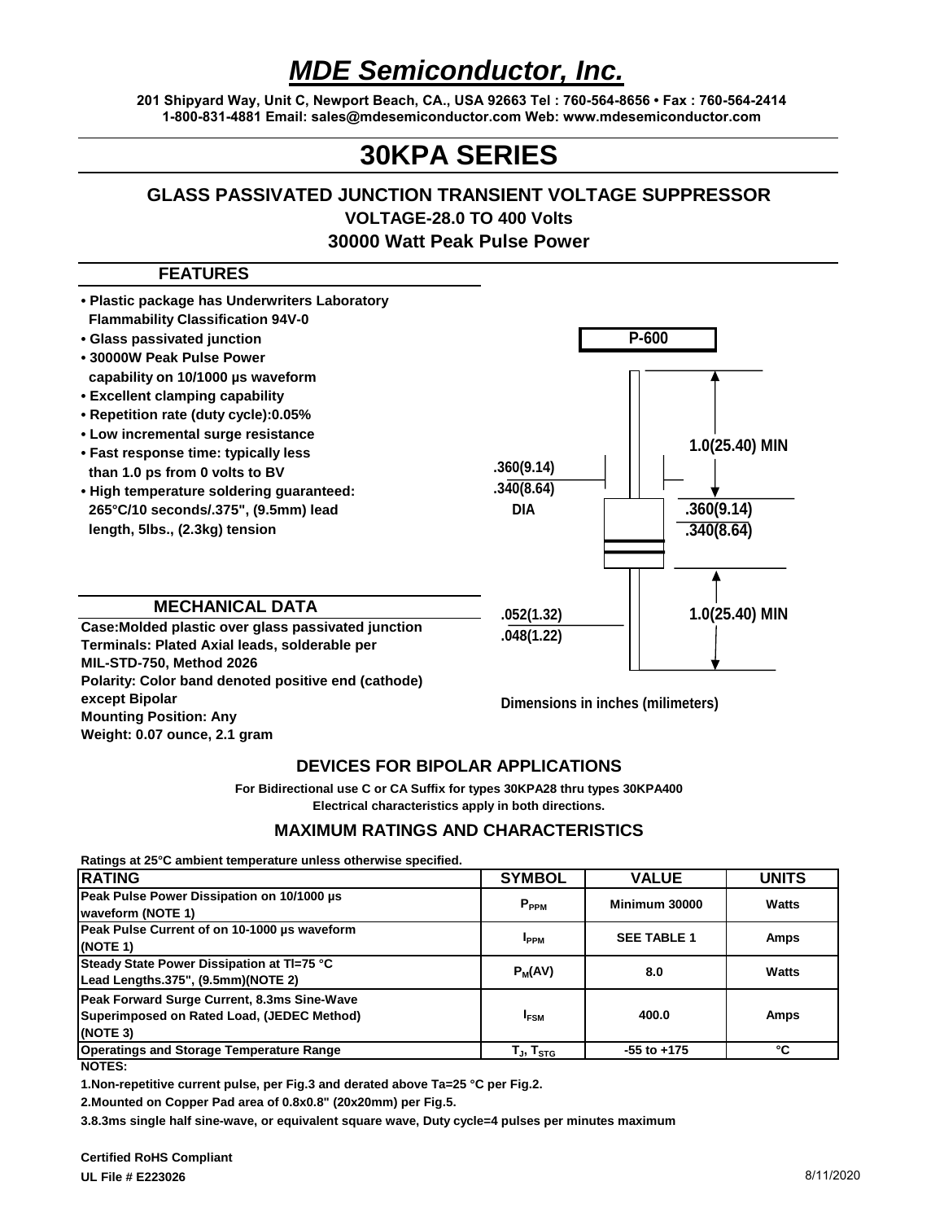# MDE Semiconductor, Inc.

**201 Shipyard Way, Unit C, Newport Beach, CA., USA 92663 Tel : 760-564-8656 • Fax : 760-564-2414**
**1-800-831-4881 Email: sales@mdesemiconductor.com Web: www.mdesemiconductor.com**

# 30KPA SERIES

## GLASS PASSIVATED JUNCTION TRANSIENT VOLTAGE SUPPRESSOR

**VOLTAGE-28.0 TO 400 Volts**

**30000 Watt Peak Pulse Power**

### FEATURES

- Plastic package has Underwriters Laboratory Flammability Classification 94V-0
- Glass passivated junction
- 30000W Peak Pulse Power capability on 10/1000 μs waveform
- Excellent clamping capability
- Repetition rate (duty cycle):0.05%
- Low incremental surge resistance
- Fast response time: typically less than 1.0 ps from 0 volts to BV
- High temperature soldering guaranteed: 265°C/10 seconds/.375", (9.5mm) lead length, 5lbs., (2.3kg) tension

**P-600**

.360(9.14) / .340(8.64) DIA

1.0(25.40) MIN

.360(9.14) / .340(8.64)

.052(1.32) / .048(1.22)

1.0(25.40) MIN

Dimensions in inches (milimeters)

### MECHANICAL DATA

Case:Molded plastic over glass passivated junction
Terminals: Plated Axial leads, solderable per MIL-STD-750, Method 2026
Polarity: Color band denoted positive end (cathode) except Bipolar
Mounting Position: Any
Weight: 0.07 ounce, 2.1 gram

### DEVICES FOR BIPOLAR APPLICATIONS

For Bidirectional use C or CA Suffix for types 30KPA28 thru types 30KPA400
Electrical characteristics apply in both directions.

### MAXIMUM RATINGS AND CHARACTERISTICS

Ratings at 25°C ambient temperature unless otherwise specified.

| RATING | SYMBOL | VALUE | UNITS |
|---|---|---|---|
| Peak Pulse Power Dissipation on 10/1000 μs waveform (NOTE 1) | $P_{PPM}$ | Minimum 30000 | Watts |
| Peak Pulse Current of on 10-1000 μs waveform (NOTE 1) | $I_{PPM}$ | SEE TABLE 1 | Amps |
| Steady State Power Dissipation at Tl=75 °C Lead Lengths.375", (9.5mm)(NOTE 2) | $P_M(AV)$ | 8.0 | Watts |
| Peak Forward Surge Current, 8.3ms Sine-Wave Superimposed on Rated Load, (JEDEC Method) (NOTE 3) | $I_{FSM}$ | 400.0 | Amps |
| Operatings and Storage Temperature Range | $T_J$, $T_{STG}$ | -55 to +175 | °C |

**NOTES:**

1.Non-repetitive current pulse, per Fig.3 and derated above Ta=25 °C per Fig.2.

2.Mounted on Copper Pad area of 0.8x0.8" (20x20mm) per Fig.5.

3.8.3ms single half sine-wave, or equivalent square wave, Duty cycle=4 pulses per minutes maximum

**Certified RoHS Compliant**

**UL File # E223026**

8/11/2020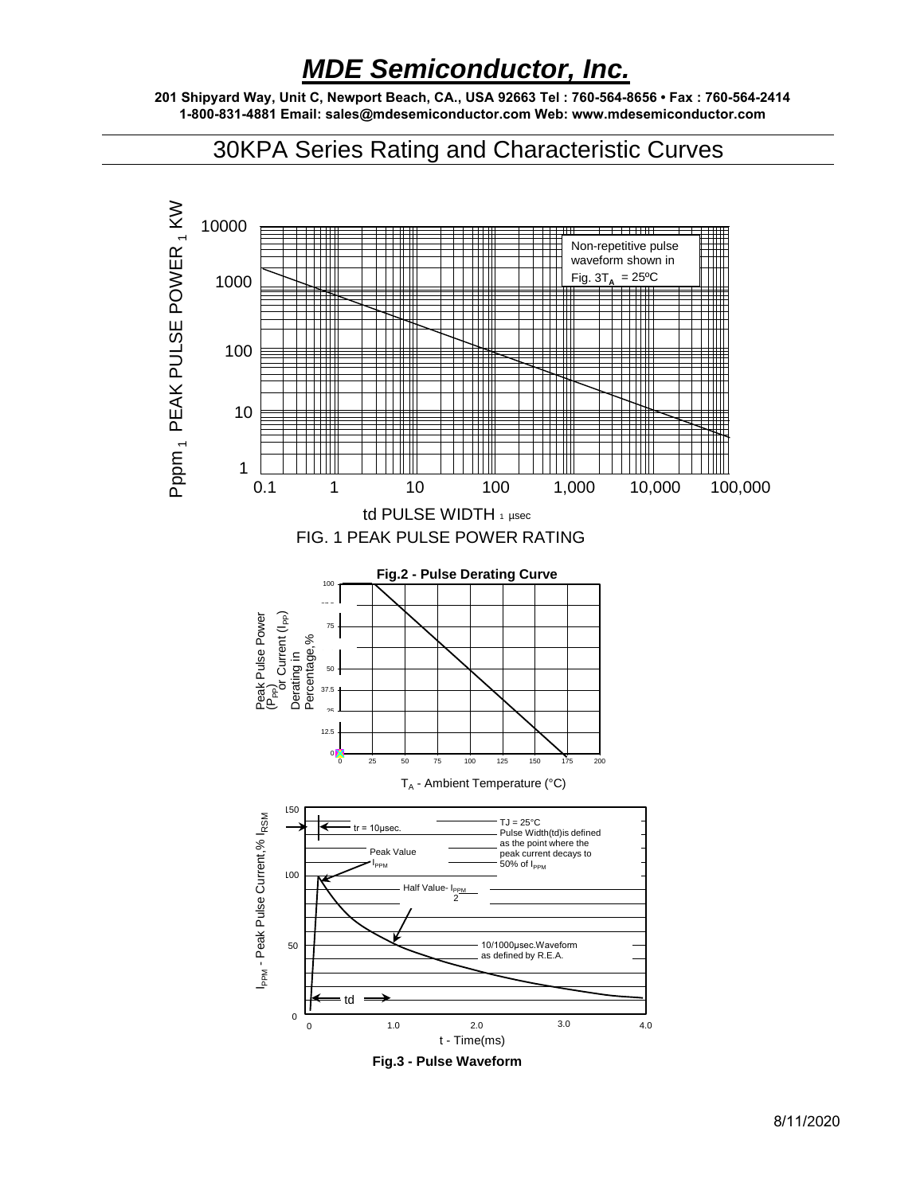# MDE Semiconductor, Inc.

**201 Shipyard Way, Unit C, Newport Beach, CA., USA 92663 Tel : 760-564-8656 • Fax : 760-564-2414**
**1-800-831-4881 Email: sales@mdesemiconductor.com Web: www.mdesemiconductor.com**

## 30KPA Series Rating and Characteristic Curves

Pppm, PEAK PULSE POWER, KW

10000
1000
100
10
1

Non-repetitive pulse waveform shown in Fig. 3 $T_A$ = 25ºC

0.1 1 10 100 1,000 10,000 100,000

td PULSE WIDTH, µsec

FIG. 1 PEAK PULSE POWER RATING

**Fig.2 - Pulse Derating Curve**

Peak Pulse Power ($P_{PP}$) or Current ($I_{PP}$) Derating in Percentage,%

100, 75, 50, 37.5, 25, 12.5, 0

0 25 50 75 100 125 150 175 200

$T_A$ - Ambient Temperature (°C)

$I_{PPM}$ - Peak Pulse Current,% $I_{RSM}$

150, 100, 50, 0

tr = 10µsec.

TJ = 25°C
Pulse Width(td)is defined as the point where the peak current decays to 50% of $I_{PPM}$

Peak Value $I_{PPM}$

Half Value- $\frac{I_{PPM}}{2}$

10/1000µsec.Waveform as defined by R.E.A.

td

0 1.0 2.0 3.0 4.0

t - Time(ms)

**Fig.3 - Pulse Waveform**

8/11/2020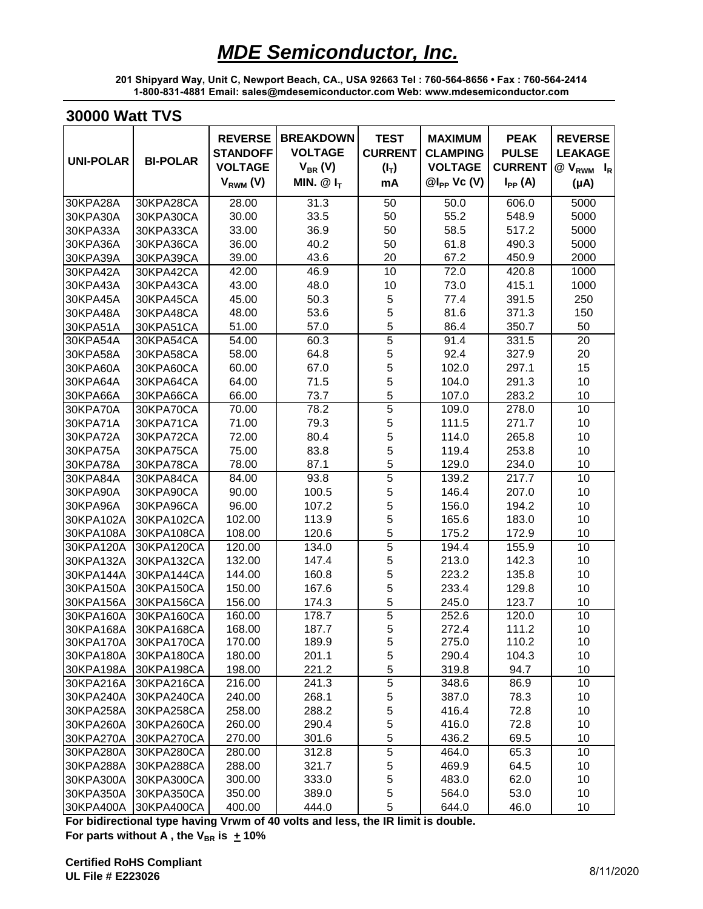# *MDE Semiconductor, Inc.*

**201 Shipyard Way, Unit C, Newport Beach, CA., USA 92663 Tel : 760-564-8656 • Fax : 760-564-2414**
**1-800-831-4881 Email: sales@mdesemiconductor.com Web: www.mdesemiconductor.com**

## 30000 Watt TVS

| UNI-POLAR | BI-POLAR | REVERSE STANDOFF VOLTAGE $V_{RWM}$ (V) | BREAKDOWN VOLTAGE $V_{BR}$ (V) MIN. @ $I_T$ | TEST CURRENT ($I_T$) mA | MAXIMUM CLAMPING VOLTAGE @$I_{PP}$ Vc (V) | PEAK PULSE CURRENT $I_{PP}$ (A) | REVERSE LEAKAGE @ $V_{RWM}$ $I_R$ (μA) |
|---|---|---|---|---|---|---|---|
| 30KPA28A | 30KPA28CA | 28.00 | 31.3 | 50 | 50.0 | 606.0 | 5000 |
| 30KPA30A | 30KPA30CA | 30.00 | 33.5 | 50 | 55.2 | 548.9 | 5000 |
| 30KPA33A | 30KPA33CA | 33.00 | 36.9 | 50 | 58.5 | 517.2 | 5000 |
| 30KPA36A | 30KPA36CA | 36.00 | 40.2 | 50 | 61.8 | 490.3 | 5000 |
| 30KPA39A | 30KPA39CA | 39.00 | 43.6 | 20 | 67.2 | 450.9 | 2000 |
| 30KPA42A | 30KPA42CA | 42.00 | 46.9 | 10 | 72.0 | 420.8 | 1000 |
| 30KPA43A | 30KPA43CA | 43.00 | 48.0 | 10 | 73.0 | 415.1 | 1000 |
| 30KPA45A | 30KPA45CA | 45.00 | 50.3 | 5 | 77.4 | 391.5 | 250 |
| 30KPA48A | 30KPA48CA | 48.00 | 53.6 | 5 | 81.6 | 371.3 | 150 |
| 30KPA51A | 30KPA51CA | 51.00 | 57.0 | 5 | 86.4 | 350.7 | 50 |
| 30KPA54A | 30KPA54CA | 54.00 | 60.3 | 5 | 91.4 | 331.5 | 20 |
| 30KPA58A | 30KPA58CA | 58.00 | 64.8 | 5 | 92.4 | 327.9 | 20 |
| 30KPA60A | 30KPA60CA | 60.00 | 67.0 | 5 | 102.0 | 297.1 | 15 |
| 30KPA64A | 30KPA64CA | 64.00 | 71.5 | 5 | 104.0 | 291.3 | 10 |
| 30KPA66A | 30KPA66CA | 66.00 | 73.7 | 5 | 107.0 | 283.2 | 10 |
| 30KPA70A | 30KPA70CA | 70.00 | 78.2 | 5 | 109.0 | 278.0 | 10 |
| 30KPA71A | 30KPA71CA | 71.00 | 79.3 | 5 | 111.5 | 271.7 | 10 |
| 30KPA72A | 30KPA72CA | 72.00 | 80.4 | 5 | 114.0 | 265.8 | 10 |
| 30KPA75A | 30KPA75CA | 75.00 | 83.8 | 5 | 119.4 | 253.8 | 10 |
| 30KPA78A | 30KPA78CA | 78.00 | 87.1 | 5 | 129.0 | 234.0 | 10 |
| 30KPA84A | 30KPA84CA | 84.00 | 93.8 | 5 | 139.2 | 217.7 | 10 |
| 30KPA90A | 30KPA90CA | 90.00 | 100.5 | 5 | 146.4 | 207.0 | 10 |
| 30KPA96A | 30KPA96CA | 96.00 | 107.2 | 5 | 156.0 | 194.2 | 10 |
| 30KPA102A | 30KPA102CA | 102.00 | 113.9 | 5 | 165.6 | 183.0 | 10 |
| 30KPA108A | 30KPA108CA | 108.00 | 120.6 | 5 | 175.2 | 172.9 | 10 |
| 30KPA120A | 30KPA120CA | 120.00 | 134.0 | 5 | 194.4 | 155.9 | 10 |
| 30KPA132A | 30KPA132CA | 132.00 | 147.4 | 5 | 213.0 | 142.3 | 10 |
| 30KPA144A | 30KPA144CA | 144.00 | 160.8 | 5 | 223.2 | 135.8 | 10 |
| 30KPA150A | 30KPA150CA | 150.00 | 167.6 | 5 | 233.4 | 129.8 | 10 |
| 30KPA156A | 30KPA156CA | 156.00 | 174.3 | 5 | 245.0 | 123.7 | 10 |
| 30KPA160A | 30KPA160CA | 160.00 | 178.7 | 5 | 252.6 | 120.0 | 10 |
| 30KPA168A | 30KPA168CA | 168.00 | 187.7 | 5 | 272.4 | 111.2 | 10 |
| 30KPA170A | 30KPA170CA | 170.00 | 189.9 | 5 | 275.0 | 110.2 | 10 |
| 30KPA180A | 30KPA180CA | 180.00 | 201.1 | 5 | 290.4 | 104.3 | 10 |
| 30KPA198A | 30KPA198CA | 198.00 | 221.2 | 5 | 319.8 | 94.7 | 10 |
| 30KPA216A | 30KPA216CA | 216.00 | 241.3 | 5 | 348.6 | 86.9 | 10 |
| 30KPA240A | 30KPA240CA | 240.00 | 268.1 | 5 | 387.0 | 78.3 | 10 |
| 30KPA258A | 30KPA258CA | 258.00 | 288.2 | 5 | 416.4 | 72.8 | 10 |
| 30KPA260A | 30KPA260CA | 260.00 | 290.4 | 5 | 416.0 | 72.8 | 10 |
| 30KPA270A | 30KPA270CA | 270.00 | 301.6 | 5 | 436.2 | 69.5 | 10 |
| 30KPA280A | 30KPA280CA | 280.00 | 312.8 | 5 | 464.0 | 65.3 | 10 |
| 30KPA288A | 30KPA288CA | 288.00 | 321.7 | 5 | 469.9 | 64.5 | 10 |
| 30KPA300A | 30KPA300CA | 300.00 | 333.0 | 5 | 483.0 | 62.0 | 10 |
| 30KPA350A | 30KPA350CA | 350.00 | 389.0 | 5 | 564.0 | 53.0 | 10 |
| 30KPA400A | 30KPA400CA | 400.00 | 444.0 | 5 | 644.0 | 46.0 | 10 |

**For bidirectional type having Vrwm of 40 volts and less, the IR limit is double.**

**For parts without A , the $V_{BR}$ is $\pm$ 10%**

**Certified RoHS Compliant**
**UL File # E223026**

8/11/2020